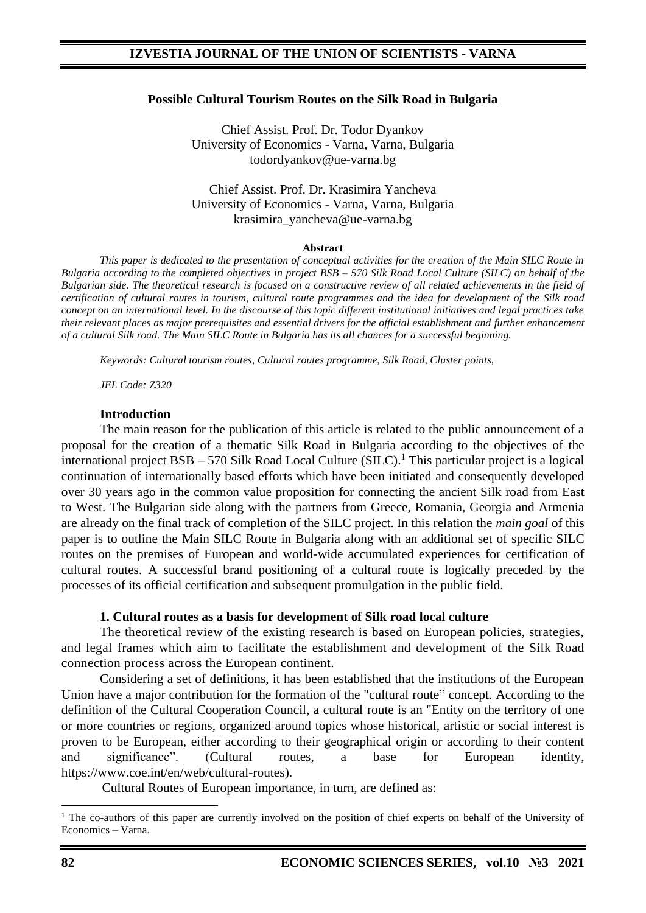# Possible Cultural Tourism Routes on the Silk Road in Bulgaria

Chief Assist. Prof. Dr. Todor Dyankov
University of Economics - Varna, Varna, Bulgaria
todordyankov@ue-varna.bg

Chief Assist. Prof. Dr. Krasimira Yancheva
University of Economics - Varna, Varna, Bulgaria
krasimira_yancheva@ue-varna.bg

**Abstract**

*This paper is dedicated to the presentation of conceptual activities for the creation of the Main SILC Route in Bulgaria according to the completed objectives in project BSB – 570 Silk Road Local Culture (SILC) on behalf of the Bulgarian side. The theoretical research is focused on a constructive review of all related achievements in the field of certification of cultural routes in tourism, cultural route programmes and the idea for development of the Silk road concept on an international level. In the discourse of this topic different institutional initiatives and legal practices take their relevant places as major prerequisites and essential drivers for the official establishment and further enhancement of a cultural Silk road. The Main SILC Route in Bulgaria has its all chances for a successful beginning.*

*Keywords: Cultural tourism routes, Cultural routes programme, Silk Road, Cluster points,*

*JEL Code: Z320*

## Introduction

The main reason for the publication of this article is related to the public announcement of a proposal for the creation of a thematic Silk Road in Bulgaria according to the objectives of the international project BSB – 570 Silk Road Local Culture (SILC).[1] This particular project is a logical continuation of internationally based efforts which have been initiated and consequently developed over 30 years ago in the common value proposition for connecting the ancient Silk road from East to West. The Bulgarian side along with the partners from Greece, Romania, Georgia and Armenia are already on the final track of completion of the SILC project. In this relation the *main goal* of this paper is to outline the Main SILC Route in Bulgaria along with an additional set of specific SILC routes on the premises of European and world-wide accumulated experiences for certification of cultural routes. A successful brand positioning of a cultural route is logically preceded by the processes of its official certification and subsequent promulgation in the public field.

## 1. Cultural routes as a basis for development of Silk road local culture

The theoretical review of the existing research is based on European policies, strategies, and legal frames which aim to facilitate the establishment and development of the Silk Road connection process across the European continent.

Considering a set of definitions, it has been established that the institutions of the European Union have a major contribution for the formation of the "cultural route" concept. According to the definition of the Cultural Cooperation Council, a cultural route is an "Entity on the territory of one or more countries or regions, organized around topics whose historical, artistic or social interest is proven to be European, either according to their geographical origin or according to their content and significance". (Cultural routes, a base for European identity, https://www.coe.int/en/web/cultural-routes).

Cultural Routes of European importance, in turn, are defined as:

---

[1] The co-authors of this paper are currently involved on the position of chief experts on behalf of the University of Economics – Varna.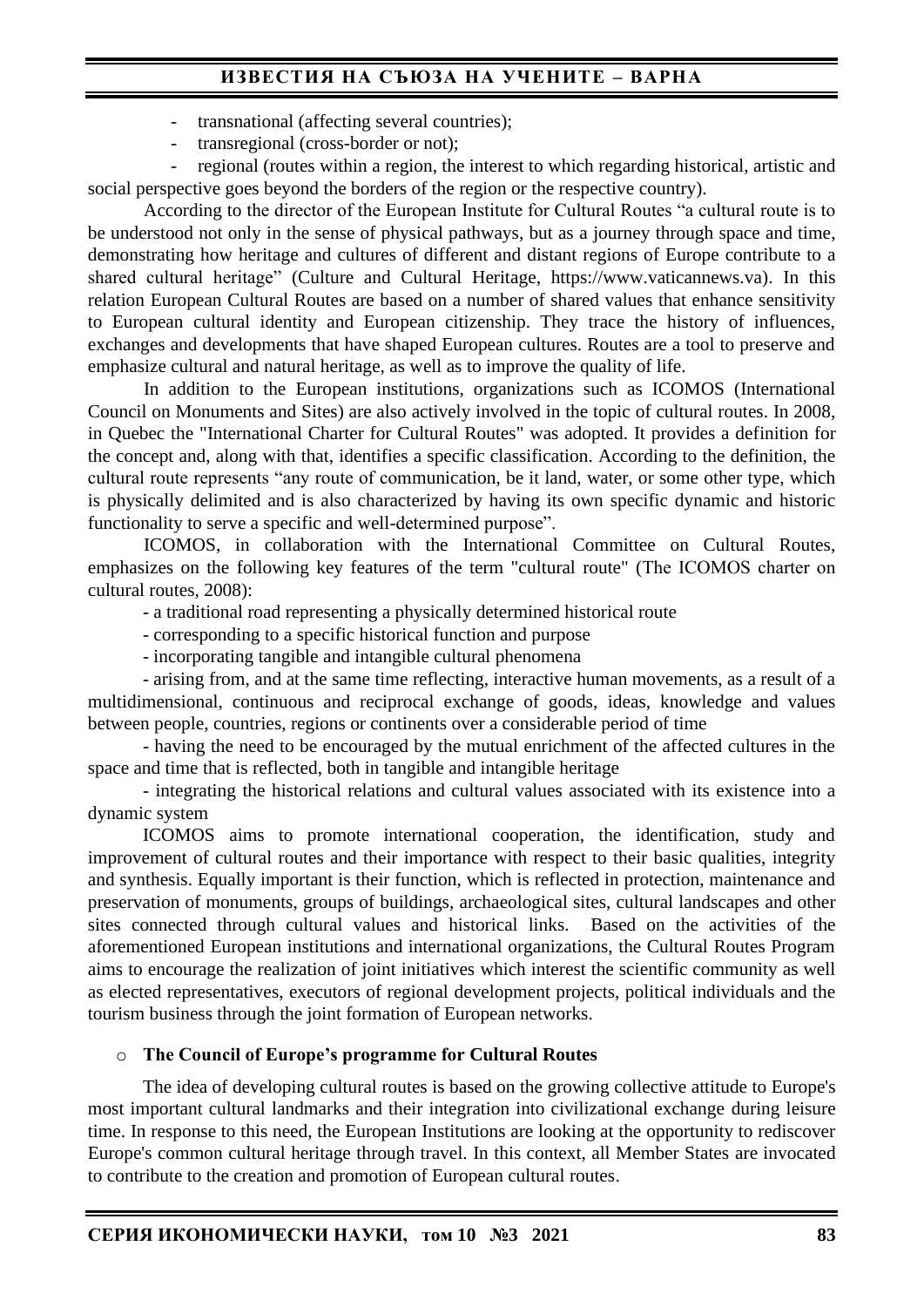- transnational (affecting several countries);
- transregional (cross-border or not);
- regional (routes within a region, the interest to which regarding historical, artistic and social perspective goes beyond the borders of the region or the respective country).

According to the director of the European Institute for Cultural Routes "a cultural route is to be understood not only in the sense of physical pathways, but as a journey through space and time, demonstrating how heritage and cultures of different and distant regions of Europe contribute to a shared cultural heritage" (Culture and Cultural Heritage, https://www.vaticannews.va). In this relation European Cultural Routes are based on a number of shared values that enhance sensitivity to European cultural identity and European citizenship. They trace the history of influences, exchanges and developments that have shaped European cultures. Routes are a tool to preserve and emphasize cultural and natural heritage, as well as to improve the quality of life.

In addition to the European institutions, organizations such as ICOMOS (International Council on Monuments and Sites) are also actively involved in the topic of cultural routes. In 2008, in Quebec the "International Charter for Cultural Routes" was adopted. It provides a definition for the concept and, along with that, identifies a specific classification. According to the definition, the cultural route represents "any route of communication, be it land, water, or some other type, which is physically delimited and is also characterized by having its own specific dynamic and historic functionality to serve a specific and well-determined purpose".

ICOMOS, in collaboration with the International Committee on Cultural Routes, emphasizes on the following key features of the term "cultural route" (The ICOMOS charter on cultural routes, 2008):

- a traditional road representing a physically determined historical route
- corresponding to a specific historical function and purpose
- incorporating tangible and intangible cultural phenomena
- arising from, and at the same time reflecting, interactive human movements, as a result of a multidimensional, continuous and reciprocal exchange of goods, ideas, knowledge and values between people, countries, regions or continents over a considerable period of time
- having the need to be encouraged by the mutual enrichment of the affected cultures in the space and time that is reflected, both in tangible and intangible heritage
- integrating the historical relations and cultural values associated with its existence into a dynamic system

ICOMOS aims to promote international cooperation, the identification, study and improvement of cultural routes and their importance with respect to their basic qualities, integrity and synthesis. Equally important is their function, which is reflected in protection, maintenance and preservation of monuments, groups of buildings, archaeological sites, cultural landscapes and other sites connected through cultural values and historical links. Based on the activities of the aforementioned European institutions and international organizations, the Cultural Routes Program aims to encourage the realization of joint initiatives which interest the scientific community as well as elected representatives, executors of regional development projects, political individuals and the tourism business through the joint formation of European networks.

### The Council of Europe's programme for Cultural Routes

The idea of developing cultural routes is based on the growing collective attitude to Europe's most important cultural landmarks and their integration into civilizational exchange during leisure time. In response to this need, the European Institutions are looking at the opportunity to rediscover Europe's common cultural heritage through travel. In this context, all Member States are invocated to contribute to the creation and promotion of European cultural routes.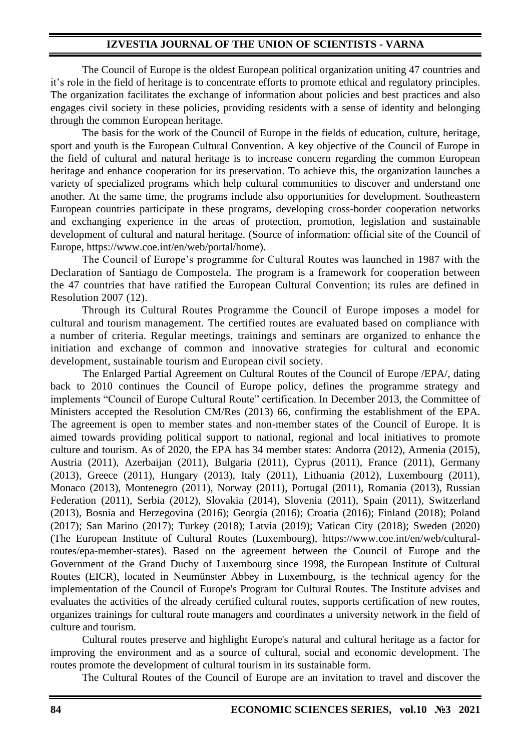The Council of Europe is the oldest European political organization uniting 47 countries and it's role in the field of heritage is to concentrate efforts to promote ethical and regulatory principles. The organization facilitates the exchange of information about policies and best practices and also engages civil society in these policies, providing residents with a sense of identity and belonging through the common European heritage.

The basis for the work of the Council of Europe in the fields of education, culture, heritage, sport and youth is the European Cultural Convention. A key objective of the Council of Europe in the field of cultural and natural heritage is to increase concern regarding the common European heritage and enhance cooperation for its preservation. To achieve this, the organization launches a variety of specialized programs which help cultural communities to discover and understand one another. At the same time, the programs include also opportunities for development. Southeastern European countries participate in these programs, developing cross-border cooperation networks and exchanging experience in the areas of protection, promotion, legislation and sustainable development of cultural and natural heritage. (Source of information: official site of the Council of Europe, https://www.coe.int/en/web/portal/home).

The Council of Europe's programme for Cultural Routes was launched in 1987 with the Declaration of Santiago de Compostela. The program is a framework for cooperation between the 47 countries that have ratified the European Cultural Convention; its rules are defined in Resolution 2007 (12).

Through its Cultural Routes Programme the Council of Europe imposes a model for cultural and tourism management. The certified routes are evaluated based on compliance with a number of criteria. Regular meetings, trainings and seminars are organized to enhance the initiation and exchange of common and innovative strategies for cultural and economic development, sustainable tourism and European civil society.

The Enlarged Partial Agreement on Cultural Routes of the Council of Europe /EPA/, dating back to 2010 continues the Council of Europe policy, defines the programme strategy and implements "Council of Europe Cultural Route" certification. In December 2013, the Committee of Ministers accepted the Resolution CM/Res (2013) 66, confirming the establishment of the EPA. The agreement is open to member states and non-member states of the Council of Europe. It is aimed towards providing political support to national, regional and local initiatives to promote culture and tourism. As of 2020, the EPA has 34 member states: Andorra (2012), Armenia (2015), Austria (2011), Azerbaijan (2011), Bulgaria (2011), Cyprus (2011), France (2011), Germany (2013), Greece (2011), Hungary (2013), Italy (2011), Lithuania (2012), Luxembourg (2011), Monaco (2013), Montenegro (2011), Norway (2011), Portugal (2011), Romania (2013), Russian Federation (2011), Serbia (2012), Slovakia (2014), Slovenia (2011), Spain (2011), Switzerland (2013), Bosnia and Herzegovina (2016); Georgia (2016); Croatia (2016); Finland (2018); Poland (2017); San Marino (2017); Turkey (2018); Latvia (2019); Vatican City (2018); Sweden (2020) (The European Institute of Cultural Routes (Luxembourg), https://www.coe.int/en/web/cultural-routes/epa-member-states). Based on the agreement between the Council of Europe and the Government of the Grand Duchy of Luxembourg since 1998, the European Institute of Cultural Routes (EICR), located in Neumünster Abbey in Luxembourg, is the technical agency for the implementation of the Council of Europe's Program for Cultural Routes. The Institute advises and evaluates the activities of the already certified cultural routes, supports certification of new routes, organizes trainings for cultural route managers and coordinates a university network in the field of culture and tourism.

Cultural routes preserve and highlight Europe's natural and cultural heritage as a factor for improving the environment and as a source of cultural, social and economic development. The routes promote the development of cultural tourism in its sustainable form.

The Cultural Routes of the Council of Europe are an invitation to travel and discover the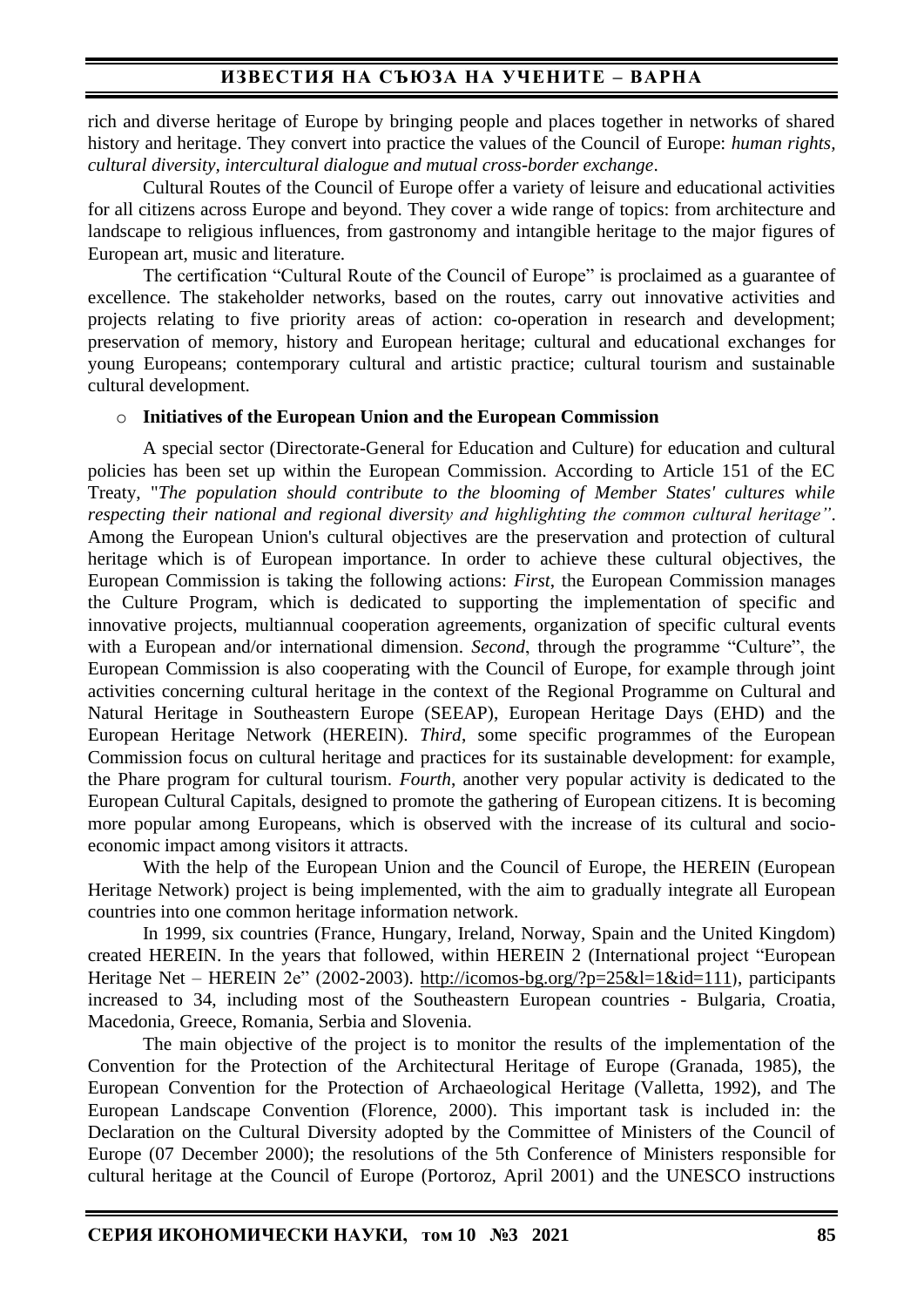rich and diverse heritage of Europe by bringing people and places together in networks of shared history and heritage. They convert into practice the values of the Council of Europe: *human rights, cultural diversity, intercultural dialogue and mutual cross-border exchange*.

Cultural Routes of the Council of Europe offer a variety of leisure and educational activities for all citizens across Europe and beyond. They cover a wide range of topics: from architecture and landscape to religious influences, from gastronomy and intangible heritage to the major figures of European art, music and literature.

The certification "Cultural Route of the Council of Europe" is proclaimed as a guarantee of excellence. The stakeholder networks, based on the routes, carry out innovative activities and projects relating to five priority areas of action: co-operation in research and development; preservation of memory, history and European heritage; cultural and educational exchanges for young Europeans; contemporary cultural and artistic practice; cultural tourism and sustainable cultural development.

- **Initiatives of the European Union and the European Commission**

A special sector (Directorate-General for Education and Culture) for education and cultural policies has been set up within the European Commission. According to Article 151 of the EC Treaty, "*The population should contribute to the blooming of Member States' cultures while respecting their national and regional diversity and highlighting the common cultural heritage"*. Among the European Union's cultural objectives are the preservation and protection of cultural heritage which is of European importance. In order to achieve these cultural objectives, the European Commission is taking the following actions: *First*, the European Commission manages the Culture Program, which is dedicated to supporting the implementation of specific and innovative projects, multiannual cooperation agreements, organization of specific cultural events with a European and/or international dimension. *Second*, through the programme "Culture", the European Commission is also cooperating with the Council of Europe, for example through joint activities concerning cultural heritage in the context of the Regional Programme on Cultural and Natural Heritage in Southeastern Europe (SEEAP), European Heritage Days (EHD) and the European Heritage Network (HEREIN). *Third*, some specific programmes of the European Commission focus on cultural heritage and practices for its sustainable development: for example, the Phare program for cultural tourism. *Fourth*, another very popular activity is dedicated to the European Cultural Capitals, designed to promote the gathering of European citizens. It is becoming more popular among Europeans, which is observed with the increase of its cultural and socio-economic impact among visitors it attracts.

With the help of the European Union and the Council of Europe, the HEREIN (European Heritage Network) project is being implemented, with the aim to gradually integrate all European countries into one common heritage information network.

In 1999, six countries (France, Hungary, Ireland, Norway, Spain and the United Kingdom) created HEREIN. In the years that followed, within HEREIN 2 (International project "European Heritage Net – HEREIN 2e" (2002-2003). http://icomos-bg.org/?p=25&l=1&id=111), participants increased to 34, including most of the Southeastern European countries - Bulgaria, Croatia, Macedonia, Greece, Romania, Serbia and Slovenia.

The main objective of the project is to monitor the results of the implementation of the Convention for the Protection of the Architectural Heritage of Europe (Granada, 1985), the European Convention for the Protection of Archaeological Heritage (Valletta, 1992), and The European Landscape Convention (Florence, 2000). This important task is included in: the Declaration on the Cultural Diversity adopted by the Committee of Ministers of the Council of Europe (07 December 2000); the resolutions of the 5th Conference of Ministers responsible for cultural heritage at the Council of Europe (Portoroz, April 2001) and the UNESCO instructions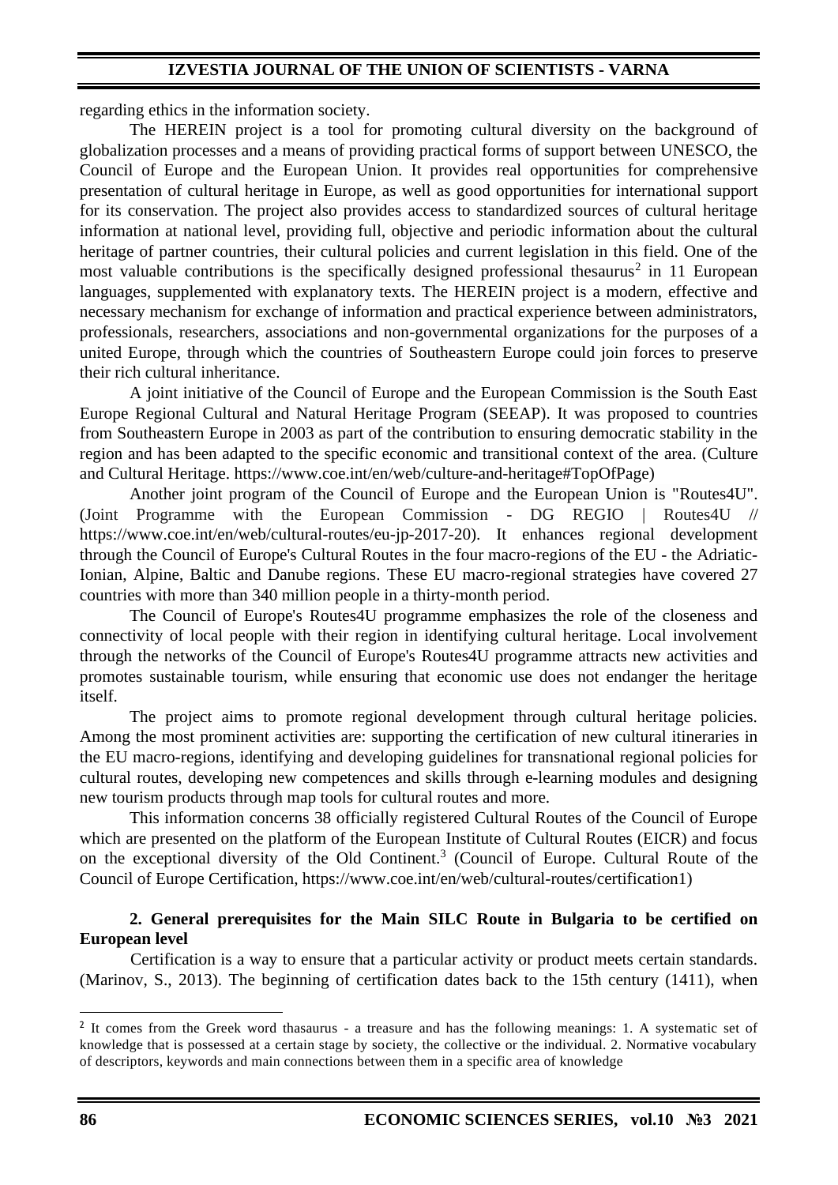regarding ethics in the information society.

The HEREIN project is a tool for promoting cultural diversity on the background of globalization processes and a means of providing practical forms of support between UNESCO, the Council of Europe and the European Union. It provides real opportunities for comprehensive presentation of cultural heritage in Europe, as well as good opportunities for international support for its conservation. The project also provides access to standardized sources of cultural heritage information at national level, providing full, objective and periodic information about the cultural heritage of partner countries, their cultural policies and current legislation in this field. One of the most valuable contributions is the specifically designed professional thesaurus[2] in 11 European languages, supplemented with explanatory texts. The HEREIN project is a modern, effective and necessary mechanism for exchange of information and practical experience between administrators, professionals, researchers, associations and non-governmental organizations for the purposes of a united Europe, through which the countries of Southeastern Europe could join forces to preserve their rich cultural inheritance.

A joint initiative of the Council of Europe and the European Commission is the South East Europe Regional Cultural and Natural Heritage Program (SEEAP). It was proposed to countries from Southeastern Europe in 2003 as part of the contribution to ensuring democratic stability in the region and has been adapted to the specific economic and transitional context of the area. (Culture and Cultural Heritage. https://www.coe.int/en/web/culture-and-heritage#TopOfPage)

Another joint program of the Council of Europe and the European Union is "Routes4U". (Joint Programme with the European Commission - DG REGIO | Routes4U // https://www.coe.int/en/web/cultural-routes/eu-jp-2017-20). It enhances regional development through the Council of Europe's Cultural Routes in the four macro-regions of the EU - the Adriatic-Ionian, Alpine, Baltic and Danube regions. These EU macro-regional strategies have covered 27 countries with more than 340 million people in a thirty-month period.

The Council of Europe's Routes4U programme emphasizes the role of the closeness and connectivity of local people with their region in identifying cultural heritage. Local involvement through the networks of the Council of Europe's Routes4U programme attracts new activities and promotes sustainable tourism, while ensuring that economic use does not endanger the heritage itself.

The project aims to promote regional development through cultural heritage policies. Among the most prominent activities are: supporting the certification of new cultural itineraries in the EU macro-regions, identifying and developing guidelines for transnational regional policies for cultural routes, developing new competences and skills through e-learning modules and designing new tourism products through map tools for cultural routes and more.

This information concerns 38 officially registered Cultural Routes of the Council of Europe which are presented on the platform of the European Institute of Cultural Routes (EICR) and focus on the exceptional diversity of the Old Continent.[3] (Council of Europe. Cultural Route of the Council of Europe Certification, https://www.coe.int/en/web/cultural-routes/certification1)

## 2. General prerequisites for the Main SILC Route in Bulgaria to be certified on European level

Certification is a way to ensure that a particular activity or product meets certain standards. (Marinov, S., 2013). The beginning of certification dates back to the 15th century (1411), when

---

[2] It comes from the Greek word thasaurus - a treasure and has the following meanings: 1. A systematic set of knowledge that is possessed at a certain stage by society, the collective or the individual. 2. Normative vocabulary of descriptors, keywords and main connections between them in a specific area of knowledge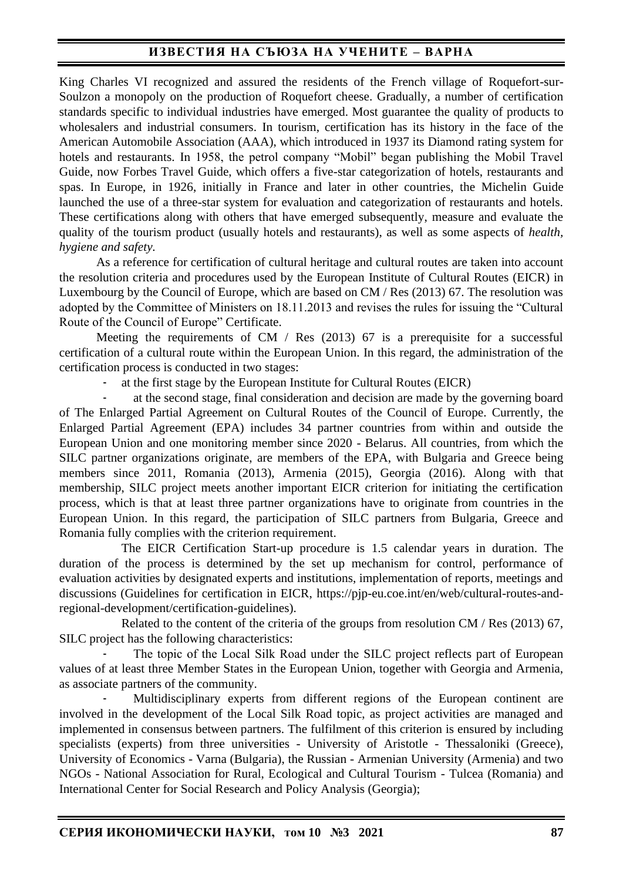King Charles VI recognized and assured the residents of the French village of Roquefort-sur-Soulzon a monopoly on the production of Roquefort cheese. Gradually, a number of certification standards specific to individual industries have emerged. Most guarantee the quality of products to wholesalers and industrial consumers. In tourism, certification has its history in the face of the American Automobile Association (AAA), which introduced in 1937 its Diamond rating system for hotels and restaurants. In 1958, the petrol company "Mobil" began publishing the Mobil Travel Guide, now Forbes Travel Guide, which offers a five-star categorization of hotels, restaurants and spas. In Europe, in 1926, initially in France and later in other countries, the Michelin Guide launched the use of a three-star system for evaluation and categorization of restaurants and hotels. These certifications along with others that have emerged subsequently, measure and evaluate the quality of the tourism product (usually hotels and restaurants), as well as some aspects of *health, hygiene and safety*.

As a reference for certification of cultural heritage and cultural routes are taken into account the resolution criteria and procedures used by the European Institute of Cultural Routes (EICR) in Luxembourg by the Council of Europe, which are based on CM / Res (2013) 67. The resolution was adopted by the Committee of Ministers on 18.11.2013 and revises the rules for issuing the "Cultural Route of the Council of Europe" Certificate.

Meeting the requirements of CM / Res (2013) 67 is a prerequisite for a successful certification of a cultural route within the European Union. In this regard, the administration of the certification process is conducted in two stages:

- at the first stage by the European Institute for Cultural Routes (EICR)
- at the second stage, final consideration and decision are made by the governing board of The Enlarged Partial Agreement on Cultural Routes of the Council of Europe. Currently, the Enlarged Partial Agreement (EPA) includes 34 partner countries from within and outside the European Union and one monitoring member since 2020 - Belarus. All countries, from which the SILC partner organizations originate, are members of the EPA, with Bulgaria and Greece being members since 2011, Romania (2013), Armenia (2015), Georgia (2016). Along with that membership, SILC project meets another important EICR criterion for initiating the certification process, which is that at least three partner organizations have to originate from countries in the European Union. In this regard, the participation of SILC partners from Bulgaria, Greece and Romania fully complies with the criterion requirement.

The EICR Certification Start-up procedure is 1.5 calendar years in duration. The duration of the process is determined by the set up mechanism for control, performance of evaluation activities by designated experts and institutions, implementation of reports, meetings and discussions (Guidelines for certification in EICR, https://pjp-eu.coe.int/en/web/cultural-routes-and-regional-development/certification-guidelines).

Related to the content of the criteria of the groups from resolution CM / Res (2013) 67, SILC project has the following characteristics:

- The topic of the Local Silk Road under the SILC project reflects part of European values of at least three Member States in the European Union, together with Georgia and Armenia, as associate partners of the community.
- Multidisciplinary experts from different regions of the European continent are involved in the development of the Local Silk Road topic, as project activities are managed and implemented in consensus between partners. The fulfilment of this criterion is ensured by including specialists (experts) from three universities - University of Aristotle - Thessaloniki (Greece), University of Economics - Varna (Bulgaria), the Russian - Armenian University (Armenia) and two NGOs - National Association for Rural, Ecological and Cultural Tourism - Tulcea (Romania) and International Center for Social Research and Policy Analysis (Georgia);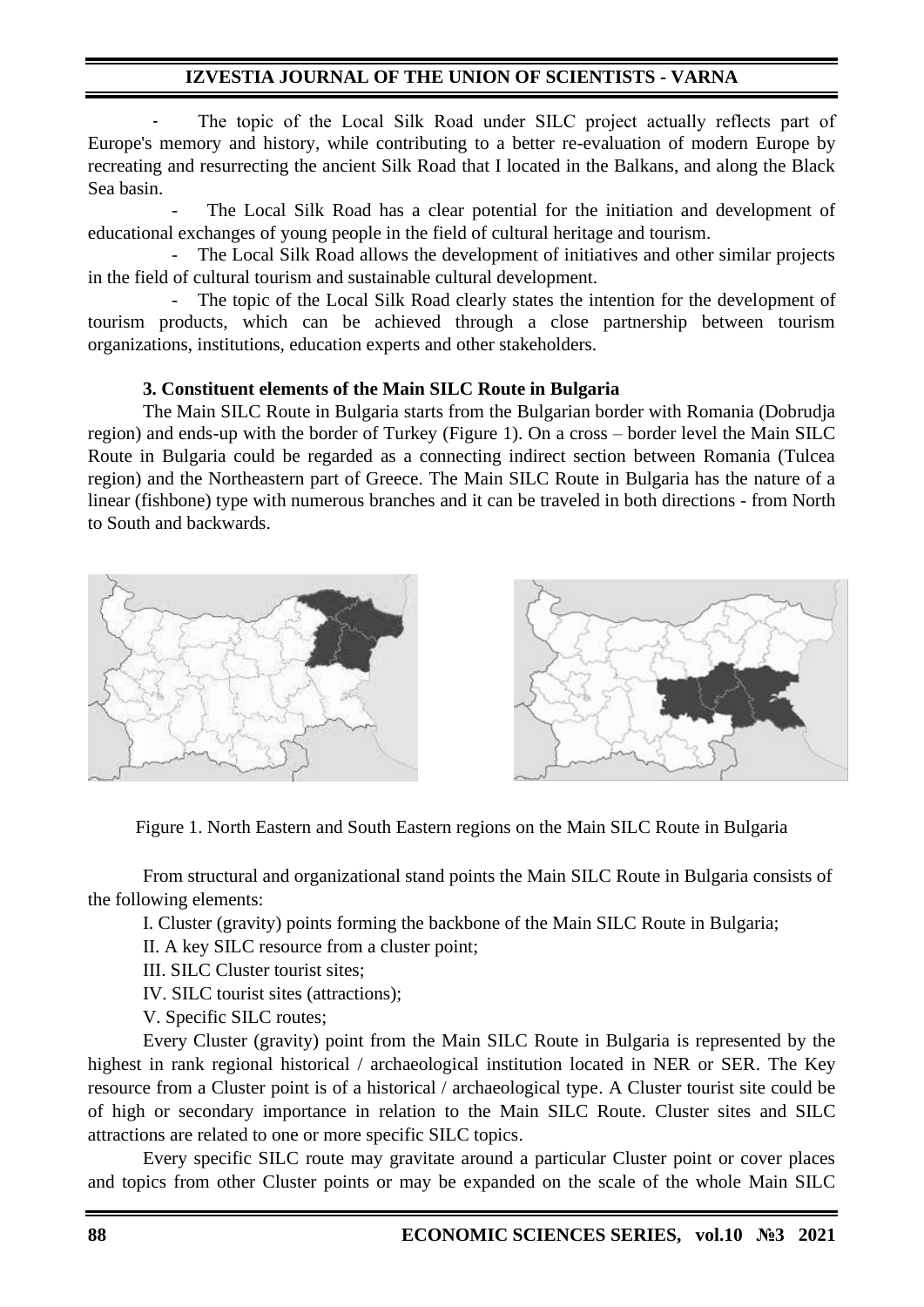- The topic of the Local Silk Road under SILC project actually reflects part of Europe's memory and history, while contributing to a better re-evaluation of modern Europe by recreating and resurrecting the ancient Silk Road that I located in the Balkans, and along the Black Sea basin.
- The Local Silk Road has a clear potential for the initiation and development of educational exchanges of young people in the field of cultural heritage and tourism.
- The Local Silk Road allows the development of initiatives and other similar projects in the field of cultural tourism and sustainable cultural development.
- The topic of the Local Silk Road clearly states the intention for the development of tourism products, which can be achieved through a close partnership between tourism organizations, institutions, education experts and other stakeholders.

### 3. Constituent elements of the Main SILC Route in Bulgaria

The Main SILC Route in Bulgaria starts from the Bulgarian border with Romania (Dobrudja region) and ends-up with the border of Turkey (Figure 1). On a cross – border level the Main SILC Route in Bulgaria could be regarded as a connecting indirect section between Romania (Tulcea region) and the Northeastern part of Greece. The Main SILC Route in Bulgaria has the nature of a linear (fishbone) type with numerous branches and it can be traveled in both directions - from North to South and backwards.

Figure 1. North Eastern and South Eastern regions on the Main SILC Route in Bulgaria

From structural and organizational stand points the Main SILC Route in Bulgaria consists of the following elements:

I. Cluster (gravity) points forming the backbone of the Main SILC Route in Bulgaria;

II. A key SILC resource from a cluster point;

III. SILC Cluster tourist sites;

IV. SILC tourist sites (attractions);

V. Specific SILC routes;

Every Cluster (gravity) point from the Main SILC Route in Bulgaria is represented by the highest in rank regional historical / archaeological institution located in NER or SER. The Key resource from a Cluster point is of a historical / archaeological type. A Cluster tourist site could be of high or secondary importance in relation to the Main SILC Route. Cluster sites and SILC attractions are related to one or more specific SILC topics.

Every specific SILC route may gravitate around a particular Cluster point or cover places and topics from other Cluster points or may be expanded on the scale of the whole Main SILC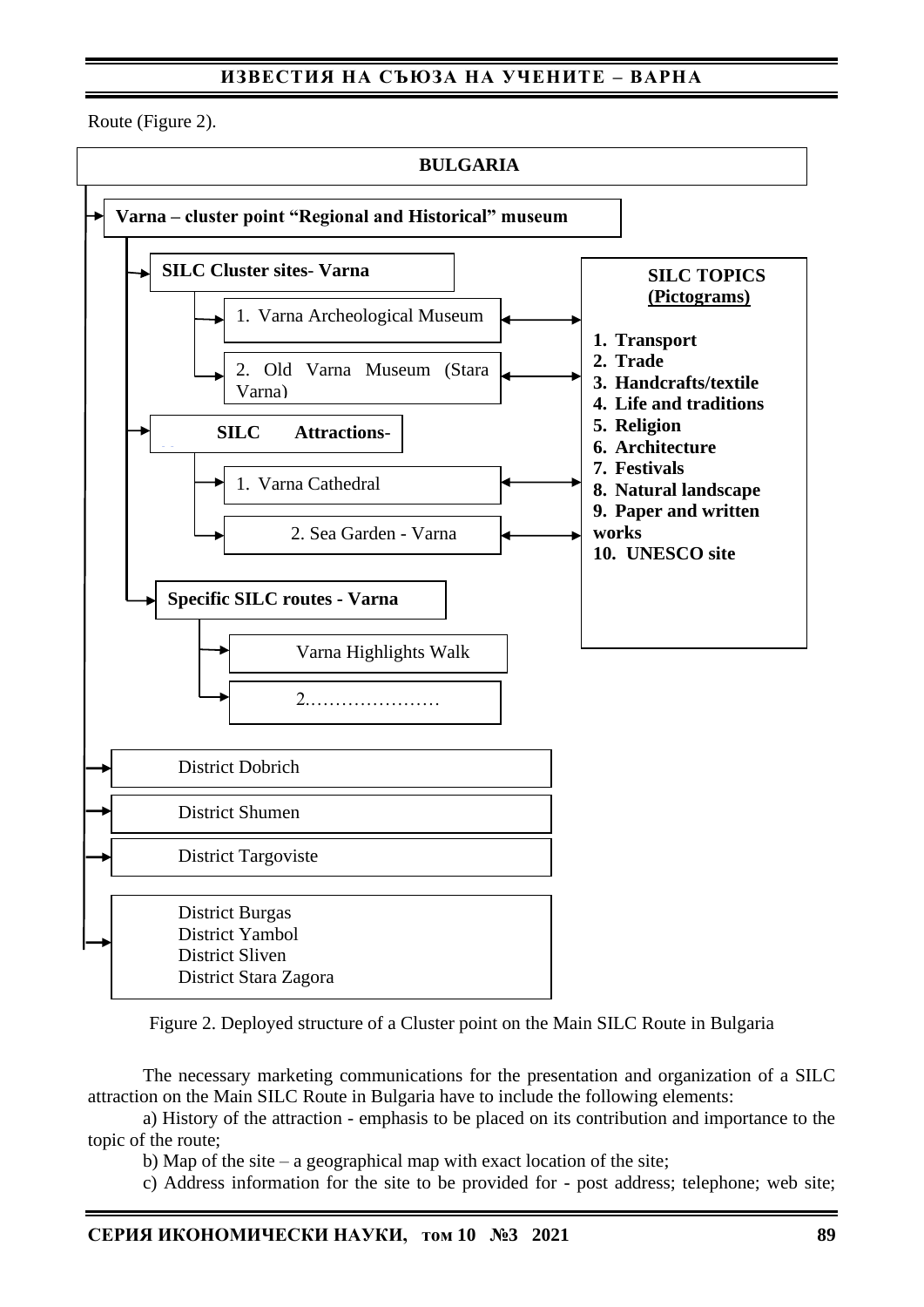Route (Figure 2).

**BULGARIA**

- **Varna – cluster point "Regional and Historical" museum**
  - **SILC Cluster sites- Varna**
    - 1. Varna Archeological Museum
    - 2. Old Varna Museum (Stara Varna)
  - **SILC Attractions-**
    - 1. Varna Cathedral
    - 2. Sea Garden - Varna
  - **Specific SILC routes - Varna**
    - Varna Highlights Walk
    - 2.…………………
- District Dobrich
- District Shumen
- District Targoviste
- District Burgas, District Yambol, District Sliven, District Stara Zagora

**SILC TOPICS** (Pictograms)

1. **Transport**
2. **Trade**
3. **Handcrafts/textile**
4. **Life and traditions**
5. **Religion**
6. **Architecture**
7. **Festivals**
8. **Natural landscape**
9. **Paper and written works**
10. **UNESCO site**

Figure 2. Deployed structure of a Cluster point on the Main SILC Route in Bulgaria

The necessary marketing communications for the presentation and organization of a SILC attraction on the Main SILC Route in Bulgaria have to include the following elements:

a) History of the attraction - emphasis to be placed on its contribution and importance to the topic of the route;

b) Map of the site – a geographical map with exact location of the site;

c) Address information for the site to be provided for - post address; telephone; web site;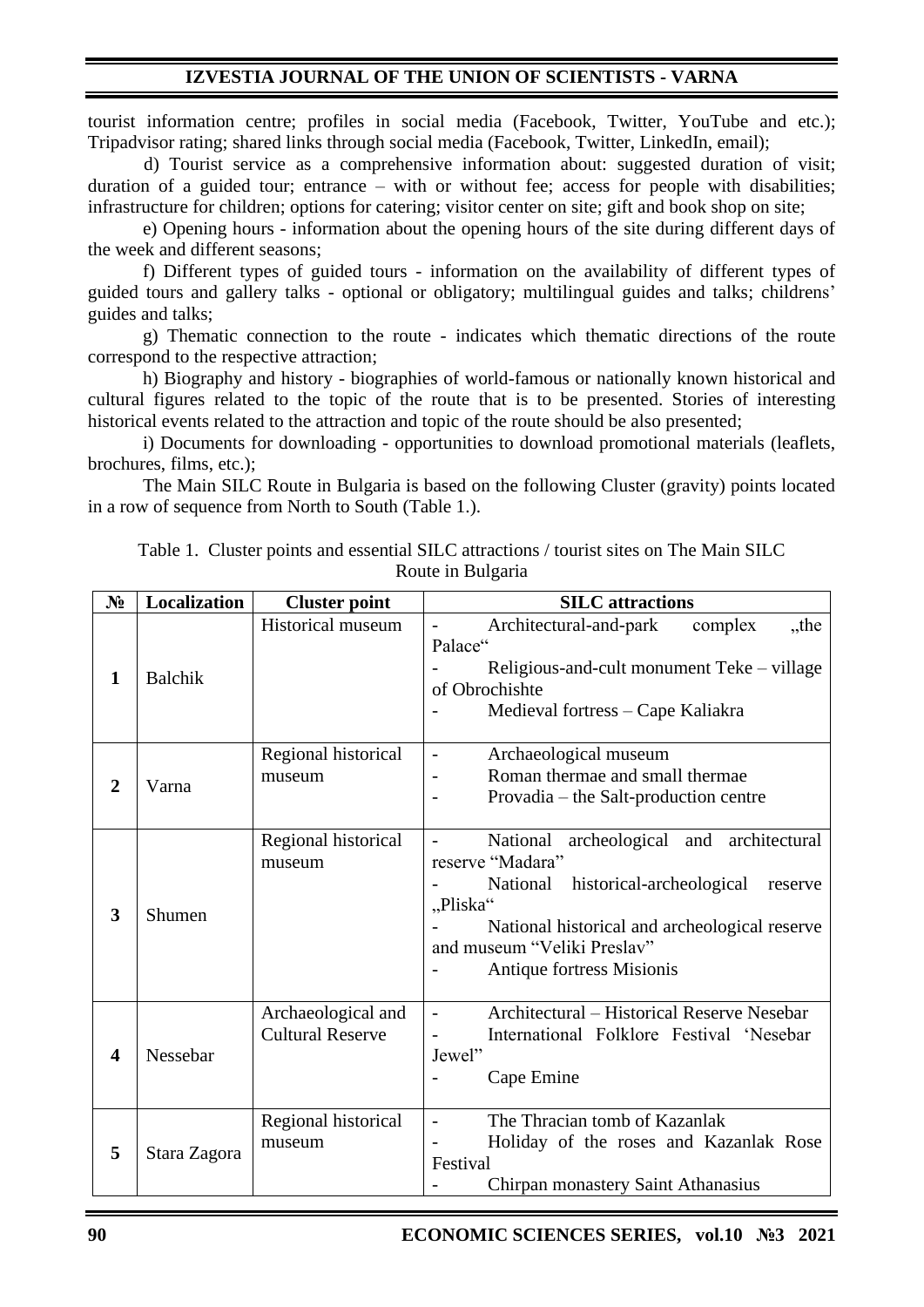tourist information centre; profiles in social media (Facebook, Twitter, YouTube and etc.); Tripadvisor rating; shared links through social media (Facebook, Twitter, LinkedIn, email);

d) Tourist service as a comprehensive information about: suggested duration of visit; duration of a guided tour; entrance – with or without fee; access for people with disabilities; infrastructure for children; options for catering; visitor center on site; gift and book shop on site;

e) Opening hours - information about the opening hours of the site during different days of the week and different seasons;

f) Different types of guided tours - information on the availability of different types of guided tours and gallery talks - optional or obligatory; multilingual guides and talks; childrens' guides and talks;

g) Thematic connection to the route - indicates which thematic directions of the route correspond to the respective attraction;

h) Biography and history - biographies of world-famous or nationally known historical and cultural figures related to the topic of the route that is to be presented. Stories of interesting historical events related to the attraction and topic of the route should be also presented;

i) Documents for downloading - opportunities to download promotional materials (leaflets, brochures, films, etc.);

The Main SILC Route in Bulgaria is based on the following Cluster (gravity) points located in a row of sequence from North to South (Table 1.).

Table 1. Cluster points and essential SILC attractions / tourist sites on The Main SILC Route in Bulgaria

| № | Localization | Cluster point | SILC attractions |
|---|---|---|---|
| **1** | Balchik | Historical museum | - Architectural-and-park complex „the Palace“<br>- Religious-and-cult monument Teke – village of Obrochishte<br>- Medieval fortress – Cape Kaliakra |
| **2** | Varna | Regional historical museum | - Archaeological museum<br>- Roman thermae and small thermae<br>- Provadia – the Salt-production centre |
| **3** | Shumen | Regional historical museum | - National archeological and architectural reserve "Madara"<br>- National historical-archeological reserve „Pliska“<br>- National historical and archeological reserve and museum "Veliki Preslav"<br>- Antique fortress Misionis |
| **4** | Nessebar | Archaeological and Cultural Reserve | - Architectural – Historical Reserve Nesebar<br>- International Folklore Festival 'Nesebar Jewel"<br>- Cape Emine |
| **5** | Stara Zagora | Regional historical museum | - The Thracian tomb of Kazanlak<br>- Holiday of the roses and Kazanlak Rose Festival<br>- Chirpan monastery Saint Athanasius |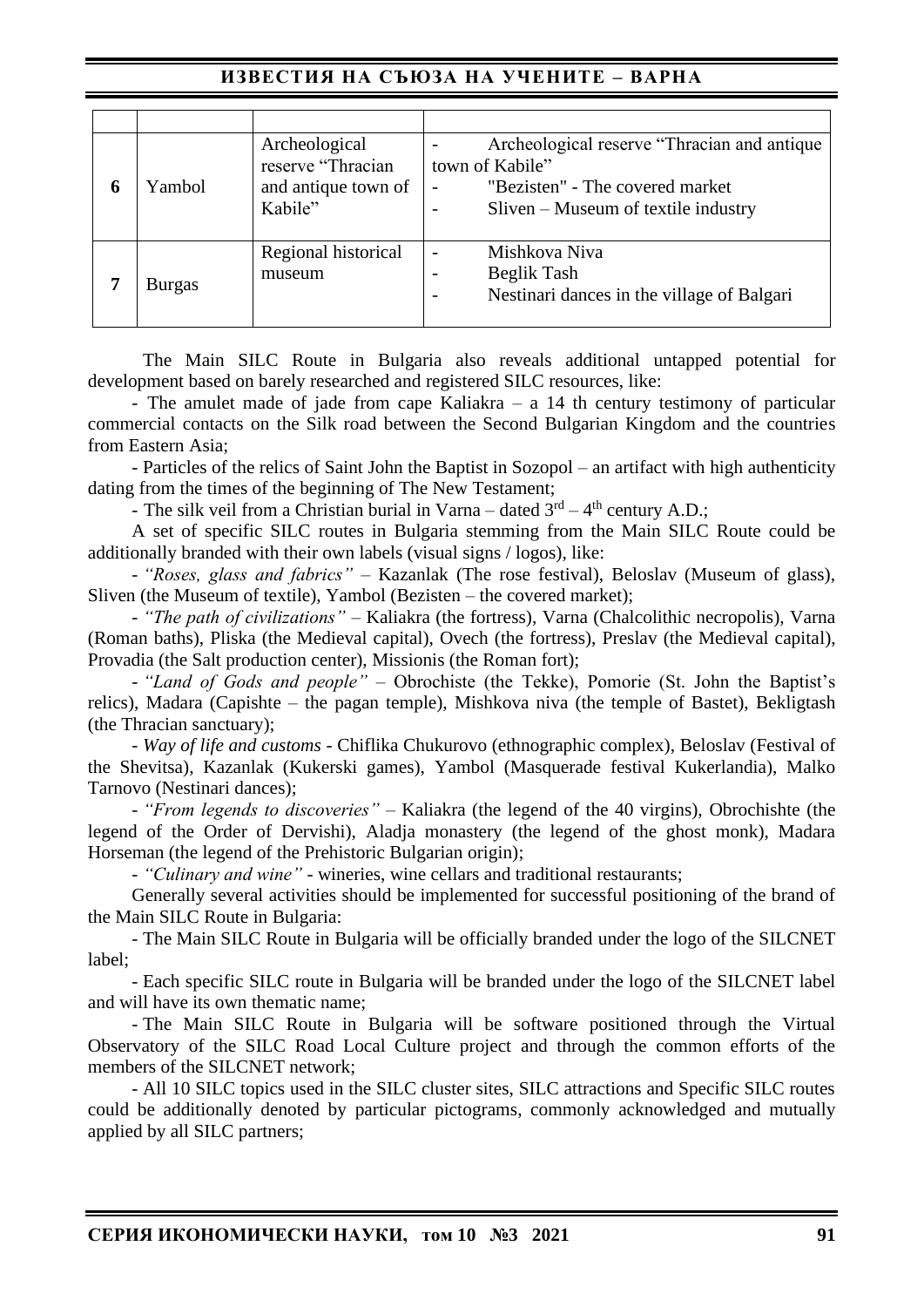| | | | |
|---|---|---|---|
| 6 | Yambol | Archeological reserve “Thracian and antique town of Kabile” | - Archeological reserve “Thracian and antique town of Kabile”<br>- "Bezisten" - The covered market<br>- Sliven – Museum of textile industry |
| 7 | Burgas | Regional historical museum | - Mishkova Niva<br>- Beglik Tash<br>- Nestinari dances in the village of Balgari |

The Main SILC Route in Bulgaria also reveals additional untapped potential for development based on barely researched and registered SILC resources, like:

- The amulet made of jade from cape Kaliakra – a 14 th century testimony of particular commercial contacts on the Silk road between the Second Bulgarian Kingdom and the countries from Eastern Asia;

- Particles of the relics of Saint John the Baptist in Sozopol – an artifact with high authenticity dating from the times of the beginning of The New Testament;

- The silk veil from a Christian burial in Varna – dated 3rd – 4th century A.D.;

A set of specific SILC routes in Bulgaria stemming from the Main SILC Route could be additionally branded with their own labels (visual signs / logos), like:

- *“Roses, glass and fabrics”* – Kazanlak (The rose festival), Beloslav (Museum of glass), Sliven (the Museum of textile), Yambol (Bezisten – the covered market);

- *“The path of civilizations”* – Kaliakra (the fortress), Varna (Chalcolithic necropolis), Varna (Roman baths), Pliska (the Medieval capital), Ovech (the fortress), Preslav (the Medieval capital), Provadia (the Salt production center), Missionis (the Roman fort);

- *“Land of Gods and people”* – Obrochiste (the Tekke), Pomorie (St. John the Baptist’s relics), Madara (Capishte – the pagan temple), Mishkova niva (the temple of Bastet), Bekligtash (the Thracian sanctuary);

- *Way of life and customs* - Chiflika Chukurovo (ethnographic complex), Beloslav (Festival of the Shevitsa), Kazanlak (Kukerski games), Yambol (Masquerade festival Kukerlandia), Malko Tarnovo (Nestinari dances);

- *“From legends to discoveries”* – Kaliakra (the legend of the 40 virgins), Obrochishte (the legend of the Order of Dervishi), Aladja monastery (the legend of the ghost monk), Madara Horseman (the legend of the Prehistoric Bulgarian origin);

- *“Culinary and wine”* - wineries, wine cellars and traditional restaurants;

Generally several activities should be implemented for successful positioning of the brand of the Main SILC Route in Bulgaria:

- The Main SILC Route in Bulgaria will be officially branded under the logo of the SILCNET label;

- Each specific SILC route in Bulgaria will be branded under the logo of the SILCNET label and will have its own thematic name;

- The Main SILC Route in Bulgaria will be software positioned through the Virtual Observatory of the SILC Road Local Culture project and through the common efforts of the members of the SILCNET network;

- All 10 SILC topics used in the SILC cluster sites, SILC attractions and Specific SILC routes could be additionally denoted by particular pictograms, commonly acknowledged and mutually applied by all SILC partners;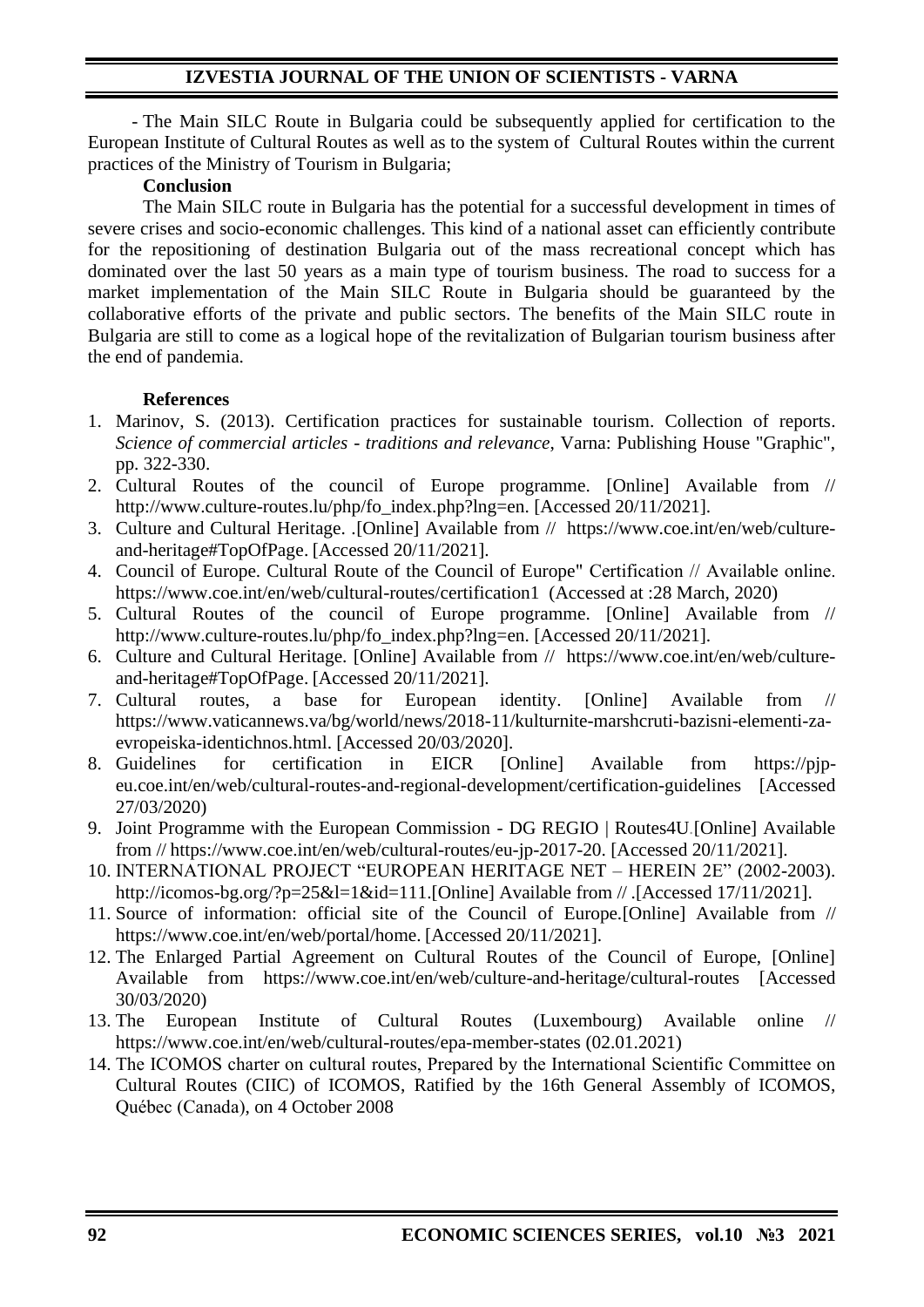- The Main SILC Route in Bulgaria could be subsequently applied for certification to the European Institute of Cultural Routes as well as to the system of Cultural Routes within the current practices of the Ministry of Tourism in Bulgaria;

**Conclusion**

The Main SILC route in Bulgaria has the potential for a successful development in times of severe crises and socio-economic challenges. This kind of a national asset can efficiently contribute for the repositioning of destination Bulgaria out of the mass recreational concept which has dominated over the last 50 years as a main type of tourism business. The road to success for a market implementation of the Main SILC Route in Bulgaria should be guaranteed by the collaborative efforts of the private and public sectors. The benefits of the Main SILC route in Bulgaria are still to come as a logical hope of the revitalization of Bulgarian tourism business after the end of pandemia.

**References**

1. Marinov, S. (2013). Certification practices for sustainable tourism. Collection of reports. *Science of commercial articles - traditions and relevance*, Varna: Publishing House "Graphic", pp. 322-330.
2. Cultural Routes of the council of Europe programme. [Online] Available from // http://www.culture-routes.lu/php/fo_index.php?lng=en. [Accessed 20/11/2021].
3. Culture and Cultural Heritage. .[Online] Available from // https://www.coe.int/en/web/culture-and-heritage#TopOfPage. [Accessed 20/11/2021].
4. Council of Europe. Cultural Route of the Council of Europe" Certification // Available online. https://www.coe.int/en/web/cultural-routes/certification1 (Accessed at :28 March, 2020)
5. Cultural Routes of the council of Europe programme. [Online] Available from // http://www.culture-routes.lu/php/fo_index.php?lng=en. [Accessed 20/11/2021].
6. Culture and Cultural Heritage. [Online] Available from // https://www.coe.int/en/web/culture-and-heritage#TopOfPage. [Accessed 20/11/2021].
7. Cultural routes, a base for European identity. [Online] Available from // https://www.vaticannews.va/bg/world/news/2018-11/kulturnite-marshcruti-bazisni-elementi-za-evropeiska-identichnos.html. [Accessed 20/03/2020].
8. Guidelines for certification in EICR [Online] Available from https://pjp-eu.coe.int/en/web/cultural-routes-and-regional-development/certification-guidelines [Accessed 27/03/2020)
9. Joint Programme with the European Commission - DG REGIO | Routes4U.[Online] Available from // https://www.coe.int/en/web/cultural-routes/eu-jp-2017-20. [Accessed 20/11/2021].
10. INTERNATIONAL PROJECT "EUROPEAN HERITAGE NET – HEREIN 2E" (2002-2003). http://icomos-bg.org/?p=25&l=1&id=111.[Online] Available from // .[Accessed 17/11/2021].
11. Source of information: official site of the Council of Europe.[Online] Available from // https://www.coe.int/en/web/portal/home. [Accessed 20/11/2021].
12. The Enlarged Partial Agreement on Cultural Routes of the Council of Europe, [Online] Available from https://www.coe.int/en/web/culture-and-heritage/cultural-routes [Accessed 30/03/2020)
13. The European Institute of Cultural Routes (Luxembourg) Available online // https://www.coe.int/en/web/cultural-routes/epa-member-states (02.01.2021)
14. The ICOMOS charter on cultural routes, Prepared by the International Scientific Committee on Cultural Routes (CIIC) of ICOMOS, Ratified by the 16th General Assembly of ICOMOS, Québec (Canada), on 4 October 2008